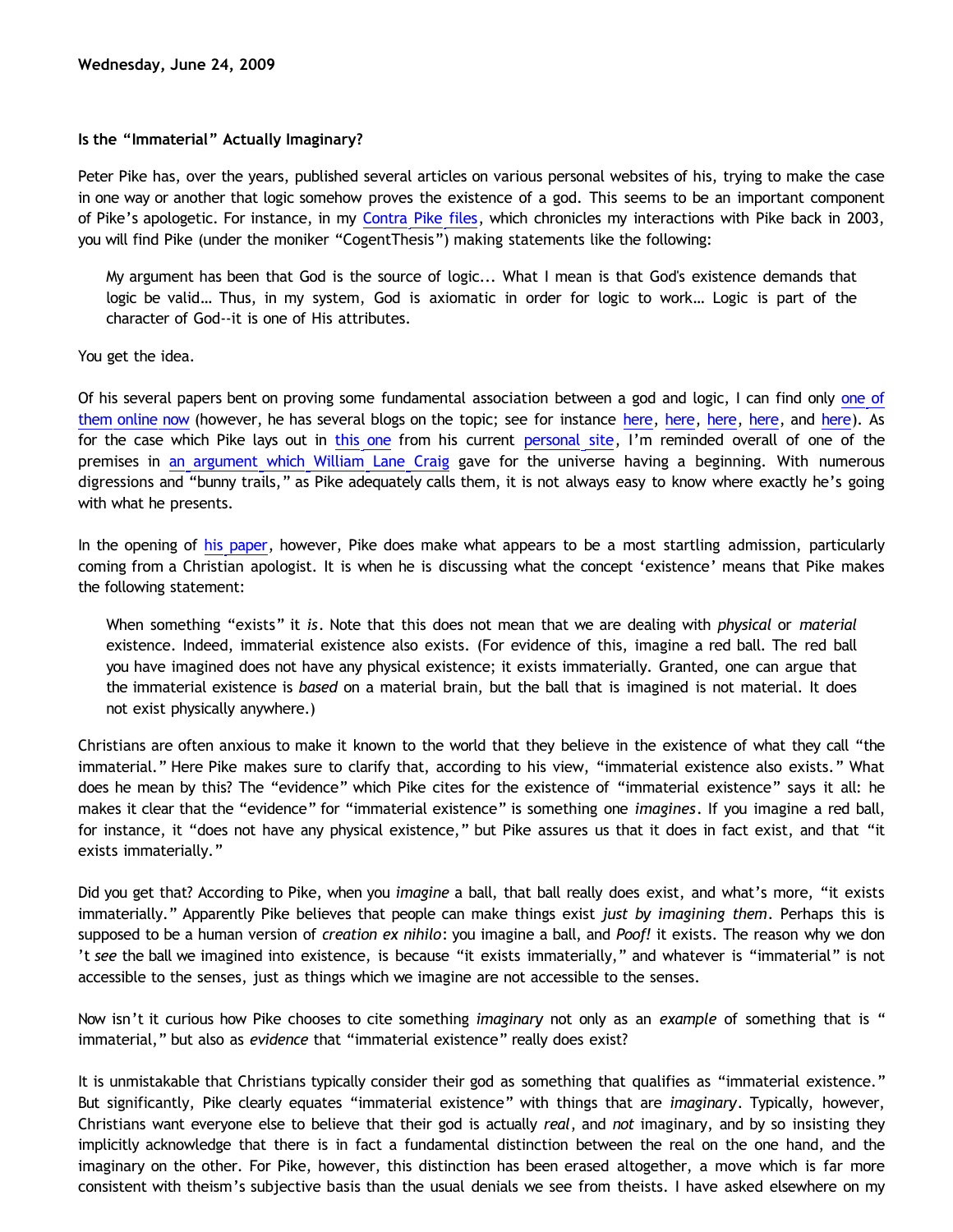**Wednesday, June 24, 2009**

**Is the "Immaterial" Actually Imaginary?**

Peter Pike has, over the years, published several articles on various personal websites of his, trying to make the case in one way or another that logic somehow proves the existence of a god. This seems to be an important component of Pike's apologetic. For instance, in my Contra Pike files, which chronicles my interactions with Pike back in 2003, you will find Pike (under the moniker "CogentThesis") making statements like the following:

> My argument has been that God is the source of logic... What I mean is that God's existence demands that logic be valid... Thus, in my system, God is axiomatic in order for logic to work... Logic is part of the character of God--it is one of His attributes.

You get the idea.

Of his several papers bent on proving some fundamental association between a god and logic, I can find only one of them online now (however, he has several blogs on the topic; see for instance here, here, here, here, and here). As for the case which Pike lays out in this one from his current personal site, I'm reminded overall of one of the premises in an argument which William Lane Craig gave for the universe having a beginning. With numerous digressions and "bunny trails," as Pike adequately calls them, it is not always easy to know where exactly he's going with what he presents.

In the opening of his paper, however, Pike does make what appears to be a most startling admission, particularly coming from a Christian apologist. It is when he is discussing what the concept 'existence' means that Pike makes the following statement:

> When something "exists" it *is*. Note that this does not mean that we are dealing with *physical* or *material* existence. Indeed, immaterial existence also exists. (For evidence of this, imagine a red ball. The red ball you have imagined does not have any physical existence; it exists immaterially. Granted, one can argue that the immaterial existence is *based* on a material brain, but the ball that is imagined is not material. It does not exist physically anywhere.)

Christians are often anxious to make it known to the world that they believe in the existence of what they call "the immaterial." Here Pike makes sure to clarify that, according to his view, "immaterial existence also exists." What does he mean by this? The "evidence" which Pike cites for the existence of "immaterial existence" says it all: he makes it clear that the "evidence" for "immaterial existence" is something one *imagines*. If you imagine a red ball, for instance, it "does not have any physical existence," but Pike assures us that it does in fact exist, and that "it exists immaterially."

Did you get that? According to Pike, when you *imagine* a ball, that ball really does exist, and what's more, "it exists immaterially." Apparently Pike believes that people can make things exist *just by imagining them*. Perhaps this is supposed to be a human version of *creation ex nihilo*: you imagine a ball, and *Poof!* it exists. The reason why we don't *see* the ball we imagined into existence, is because "it exists immaterially," and whatever is "immaterial" is not accessible to the senses, just as things which we imagine are not accessible to the senses.

Now isn't it curious how Pike chooses to cite something *imaginary* not only as an *example* of something that is "immaterial," but also as *evidence* that "immaterial existence" really does exist?

It is unmistakable that Christians typically consider their god as something that qualifies as "immaterial existence." But significantly, Pike clearly equates "immaterial existence" with things that are *imaginary*. Typically, however, Christians want everyone else to believe that their god is actually *real*, and *not* imaginary, and by so insisting they implicitly acknowledge that there is in fact a fundamental distinction between the real on the one hand, and the imaginary on the other. For Pike, however, this distinction has been erased altogether, a move which is far more consistent with theism's subjective basis than the usual denials we see from theists. I have asked elsewhere on my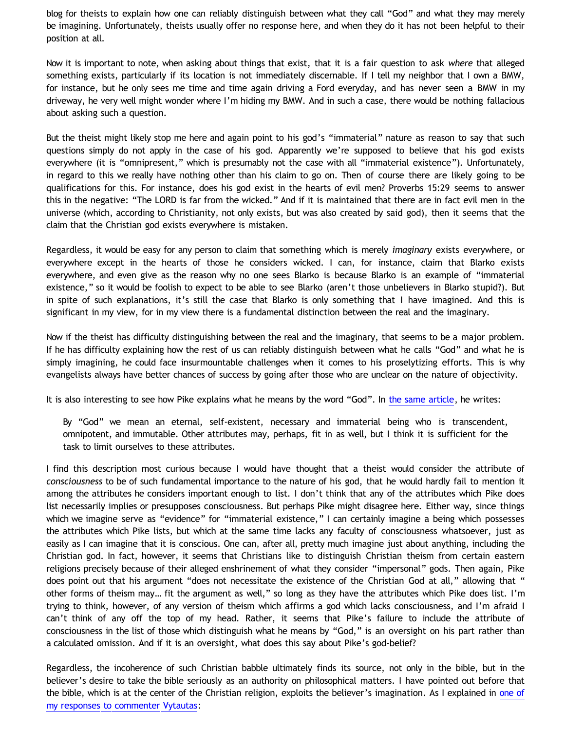blog for theists to explain how one can reliably distinguish between what they call "God" and what they may merely be imagining. Unfortunately, theists usually offer no response here, and when they do it has not been helpful to their position at all.

Now it is important to note, when asking about things that exist, that it is a fair question to ask *where* that alleged something exists, particularly if its location is not immediately discernable. If I tell my neighbor that I own a BMW, for instance, but he only sees me time and time again driving a Ford everyday, and has never seen a BMW in my driveway, he very well might wonder where I'm hiding my BMW. And in such a case, there would be nothing fallacious about asking such a question.

But the theist might likely stop me here and again point to his god's "immaterial" nature as reason to say that such questions simply do not apply in the case of his god. Apparently we're supposed to believe that his god exists everywhere (it is "omnipresent," which is presumably not the case with all "immaterial existence"). Unfortunately, in regard to this we really have nothing other than his claim to go on. Then of course there are likely going to be qualifications for this. For instance, does his god exist in the hearts of evil men? Proverbs 15:29 seems to answer this in the negative: "The LORD is far from the wicked." And if it is maintained that there are in fact evil men in the universe (which, according to Christianity, not only exists, but was also created by said god), then it seems that the claim that the Christian god exists everywhere is mistaken.

Regardless, it would be easy for any person to claim that something which is merely *imaginary* exists everywhere, or everywhere except in the hearts of those he considers wicked. I can, for instance, claim that Blarko exists everywhere, and even give as the reason why no one sees Blarko is because Blarko is an example of "immaterial existence," so it would be foolish to expect to be able to see Blarko (aren't those unbelievers in Blarko stupid?). But in spite of such explanations, it's still the case that Blarko is only something that I have imagined. And this is significant in my view, for in my view there is a fundamental distinction between the real and the imaginary.

Now if the theist has difficulty distinguishing between the real and the imaginary, that seems to be a major problem. If he has difficulty explaining how the rest of us can reliably distinguish between what he calls "God" and what he is simply imagining, he could face insurmountable challenges when it comes to his proselytizing efforts. This is why evangelists always have better chances of success by going after those who are unclear on the nature of objectivity.

It is also interesting to see how Pike explains what he means by the word "God". In [the same article](), he writes:

> By "God" we mean an eternal, self-existent, necessary and immaterial being who is transcendent, omnipotent, and immutable. Other attributes may, perhaps, fit in as well, but I think it is sufficient for the task to limit ourselves to these attributes.

I find this description most curious because I would have thought that a theist would consider the attribute of *consciousness* to be of such fundamental importance to the nature of his god, that he would hardly fail to mention it among the attributes he considers important enough to list. I don't think that any of the attributes which Pike does list necessarily implies or presupposes consciousness. But perhaps Pike might disagree here. Either way, since things which we imagine serve as "evidence" for "immaterial existence," I can certainly imagine a being which possesses the attributes which Pike lists, but which at the same time lacks any faculty of consciousness whatsoever, just as easily as I can imagine that it is conscious. One can, after all, pretty much imagine just about anything, including the Christian god. In fact, however, it seems that Christians like to distinguish Christian theism from certain eastern religions precisely because of their alleged enshrinement of what they consider "impersonal" gods. Then again, Pike does point out that his argument "does not necessitate the existence of the Christian God at all," allowing that " other forms of theism may… fit the argument as well," so long as they have the attributes which Pike does list. I'm trying to think, however, of any version of theism which affirms a god which lacks consciousness, and I'm afraid I can't think of any off the top of my head. Rather, it seems that Pike's failure to include the attribute of consciousness in the list of those which distinguish what he means by "God," is an oversight on his part rather than a calculated omission. And if it is an oversight, what does this say about Pike's god-belief?

Regardless, the incoherence of such Christian babble ultimately finds its source, not only in the bible, but in the believer's desire to take the bible seriously as an authority on philosophical matters. I have pointed out before that the bible, which is at the center of the Christian religion, exploits the believer's imagination. As I explained in [one of my responses to commenter Vytautas]():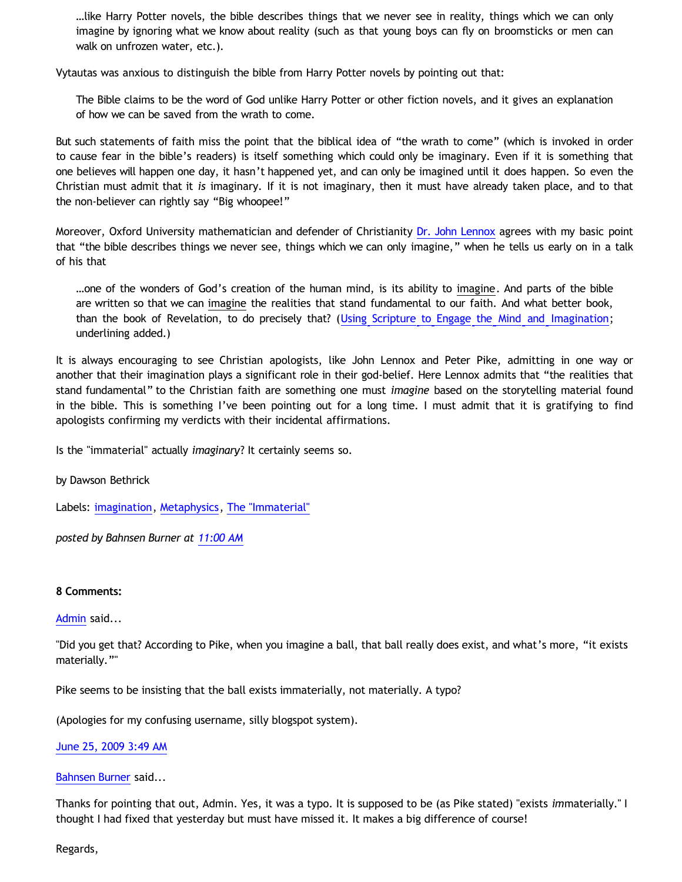> …like Harry Potter novels, the bible describes things that we never see in reality, things which we can only imagine by ignoring what we know about reality (such as that young boys can fly on broomsticks or men can walk on unfrozen water, etc.).

Vytautas was anxious to distinguish the bible from Harry Potter novels by pointing out that:

> The Bible claims to be the word of God unlike Harry Potter or other fiction novels, and it gives an explanation of how we can be saved from the wrath to come.

But such statements of faith miss the point that the biblical idea of "the wrath to come" (which is invoked in order to cause fear in the bible's readers) is itself something which could only be imaginary. Even if it is something that one believes will happen one day, it hasn't happened yet, and can only be imagined until it does happen. So even the Christian must admit that it *is* imaginary. If it is not imaginary, then it must have already taken place, and to that the non-believer can rightly say "Big whoopee!"

Moreover, Oxford University mathematician and defender of Christianity Dr. John Lennox agrees with my basic point that "the bible describes things we never see, things which we can only imagine," when he tells us early on in a talk of his that

> …one of the wonders of God's creation of the human mind, is its ability to imagine. And parts of the bible are written so that we can imagine the realities that stand fundamental to our faith. And what better book, than the book of Revelation, to do precisely that? (Using Scripture to Engage the Mind and Imagination; underlining added.)

It is always encouraging to see Christian apologists, like John Lennox and Peter Pike, admitting in one way or another that their imagination plays a significant role in their god-belief. Here Lennox admits that "the realities that stand fundamental" to the Christian faith are something one must *imagine* based on the storytelling material found in the bible. This is something I've been pointing out for a long time. I must admit that it is gratifying to find apologists confirming my verdicts with their incidental affirmations.

Is the "immaterial" actually *imaginary*? It certainly seems so.

by Dawson Bethrick

Labels: imagination, Metaphysics, The "Immaterial"

*posted by Bahnsen Burner at* 11:00 AM

**8 Comments:**

Admin said...

"Did you get that? According to Pike, when you imagine a ball, that ball really does exist, and what's more, "it exists materially.""

Pike seems to be insisting that the ball exists immaterially, not materially. A typo?

(Apologies for my confusing username, silly blogspot system).

June 25, 2009 3:49 AM

Bahnsen Burner said...

Thanks for pointing that out, Admin. Yes, it was a typo. It is supposed to be (as Pike stated) "exists *im*materially." I thought I had fixed that yesterday but must have missed it. It makes a big difference of course!

Regards,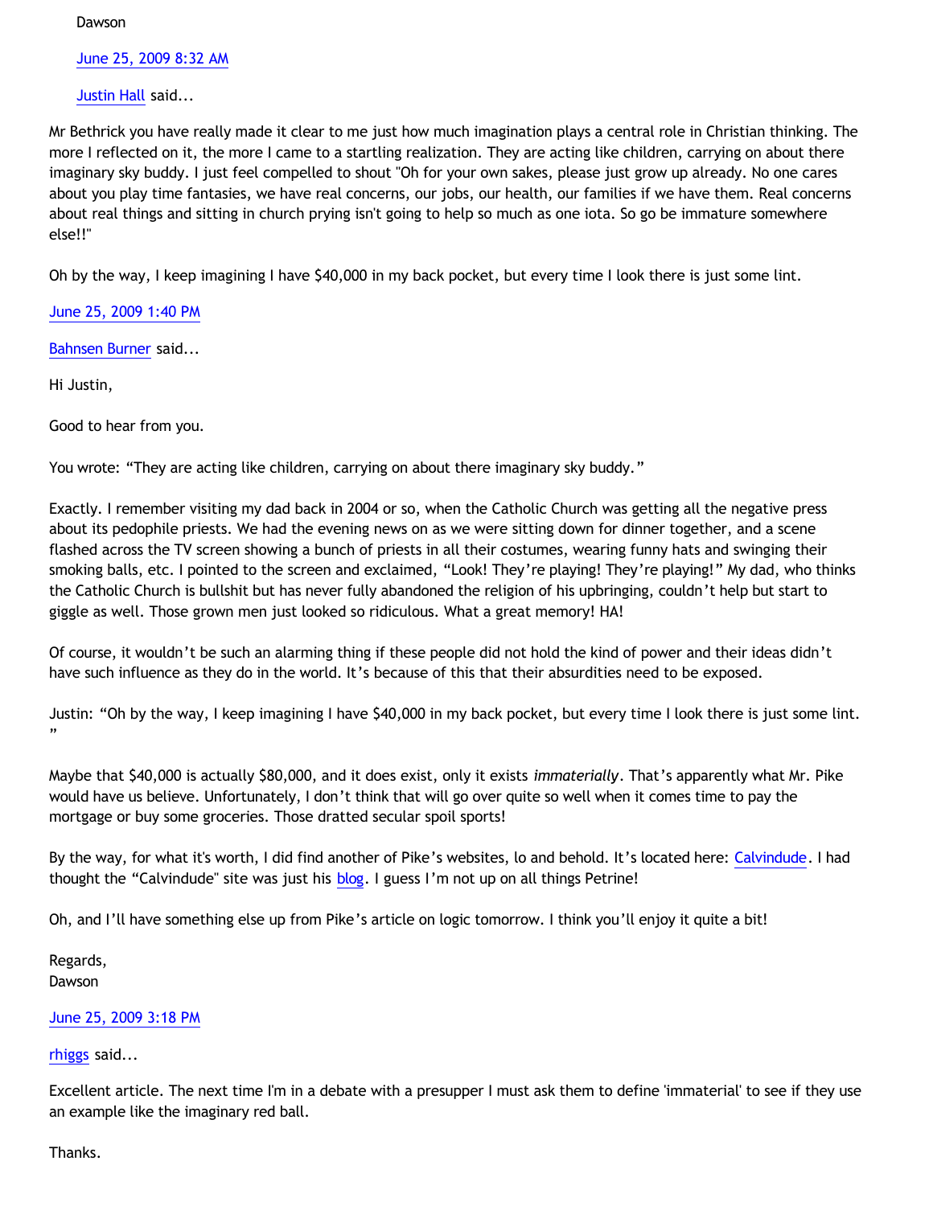Dawson

June 25, 2009 8:32 AM

Justin Hall said...

Mr Bethrick you have really made it clear to me just how much imagination plays a central role in Christian thinking. The more I reflected on it, the more I came to a startling realization. They are acting like children, carrying on about there imaginary sky buddy. I just feel compelled to shout "Oh for your own sakes, please just grow up already. No one cares about you play time fantasies, we have real concerns, our jobs, our health, our families if we have them. Real concerns about real things and sitting in church prying isn't going to help so much as one iota. So go be immature somewhere else!!"

Oh by the way, I keep imagining I have $40,000 in my back pocket, but every time I look there is just some lint.

June 25, 2009 1:40 PM

Bahnsen Burner said...

Hi Justin,

Good to hear from you.

You wrote: "They are acting like children, carrying on about there imaginary sky buddy."

Exactly. I remember visiting my dad back in 2004 or so, when the Catholic Church was getting all the negative press about its pedophile priests. We had the evening news on as we were sitting down for dinner together, and a scene flashed across the TV screen showing a bunch of priests in all their costumes, wearing funny hats and swinging their smoking balls, etc. I pointed to the screen and exclaimed, "Look! They're playing! They're playing!" My dad, who thinks the Catholic Church is bullshit but has never fully abandoned the religion of his upbringing, couldn't help but start to giggle as well. Those grown men just looked so ridiculous. What a great memory! HA!

Of course, it wouldn't be such an alarming thing if these people did not hold the kind of power and their ideas didn't have such influence as they do in the world. It's because of this that their absurdities need to be exposed.

Justin: "Oh by the way, I keep imagining I have $40,000 in my back pocket, but every time I look there is just some lint."

Maybe that $40,000 is actually $80,000, and it does exist, only it exists *immaterially*. That's apparently what Mr. Pike would have us believe. Unfortunately, I don't think that will go over quite so well when it comes time to pay the mortgage or buy some groceries. Those dratted secular spoil sports!

By the way, for what it's worth, I did find another of Pike's websites, lo and behold. It's located here: Calvindude. I had thought the "Calvindude" site was just his blog. I guess I'm not up on all things Petrine!

Oh, and I'll have something else up from Pike's article on logic tomorrow. I think you'll enjoy it quite a bit!

Regards,
Dawson

June 25, 2009 3:18 PM

rhiggs said...

Excellent article. The next time I'm in a debate with a presupper I must ask them to define 'immaterial' to see if they use an example like the imaginary red ball.

Thanks.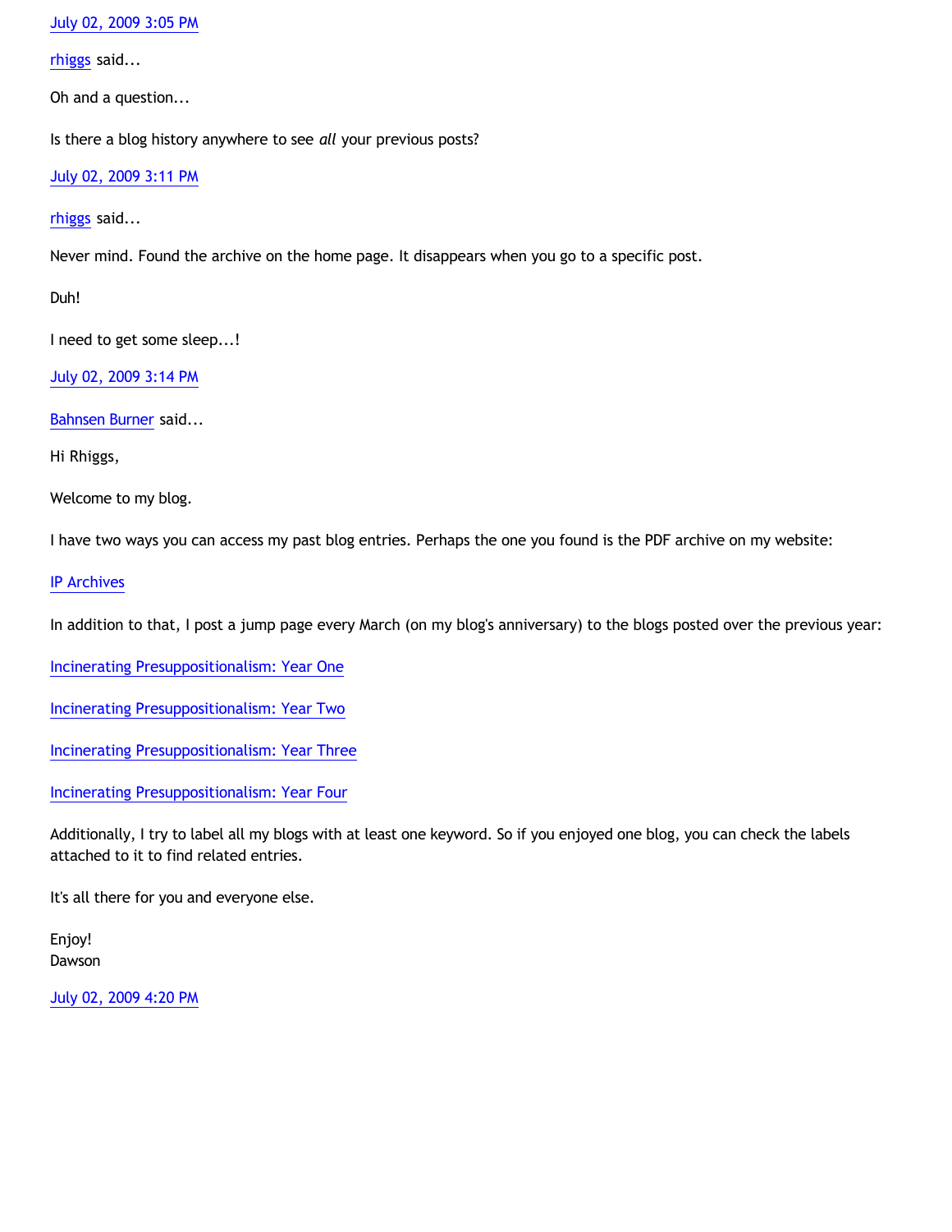[July 02, 2009 3:05 PM]

[rhiggs] said...

Oh and a question...

Is there a blog history anywhere to see *all* your previous posts?

[July 02, 2009 3:11 PM]

[rhiggs] said...

Never mind. Found the archive on the home page. It disappears when you go to a specific post.

Duh!

I need to get some sleep...!

[July 02, 2009 3:14 PM]

[Bahnsen Burner] said...

Hi Rhiggs,

Welcome to my blog.

I have two ways you can access my past blog entries. Perhaps the one you found is the PDF archive on my website:

[IP Archives]

In addition to that, I post a jump page every March (on my blog's anniversary) to the blogs posted over the previous year:

[Incinerating Presuppositionalism: Year One]

[Incinerating Presuppositionalism: Year Two]

[Incinerating Presuppositionalism: Year Three]

[Incinerating Presuppositionalism: Year Four]

Additionally, I try to label all my blogs with at least one keyword. So if you enjoyed one blog, you can check the labels attached to it to find related entries.

It's all there for you and everyone else.

Enjoy!
Dawson

[July 02, 2009 4:20 PM]